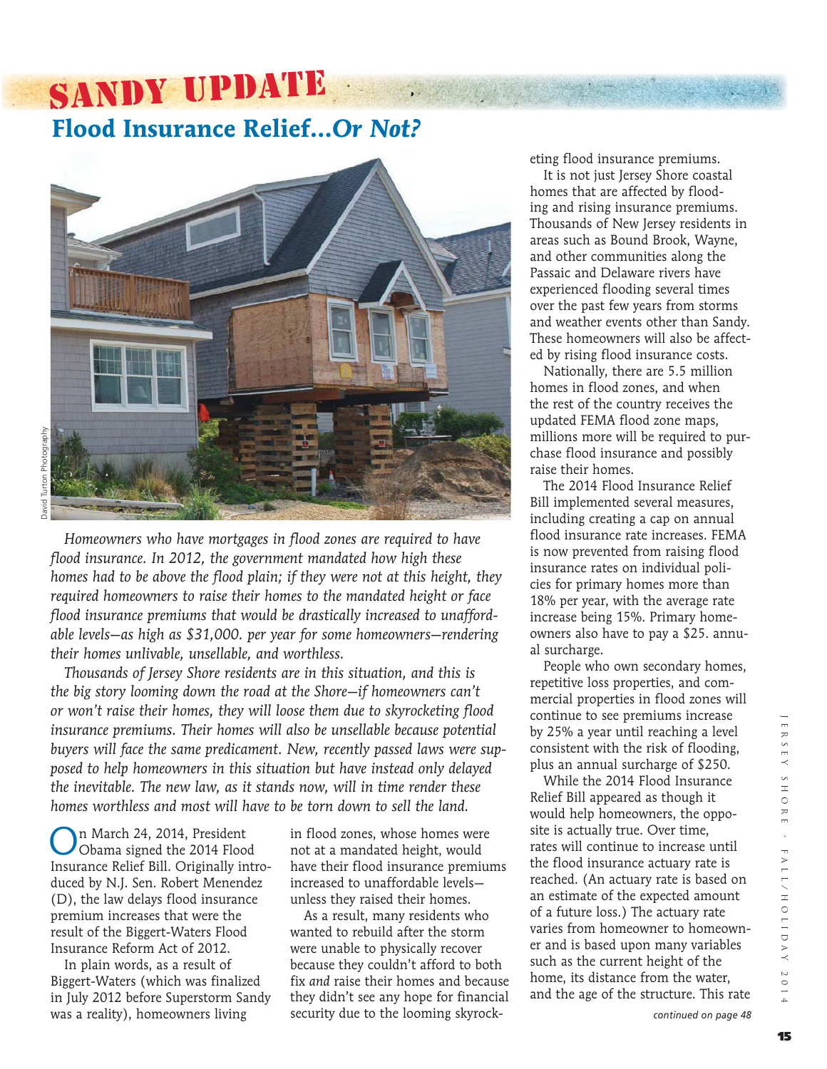# SANDY UPDATE

## Flood Insurance Relief...*Or Not?*

David Turton Photography

*Homeowners who have mortgages in flood zones are required to have flood insurance. In 2012, the government mandated how high these homes had to be above the flood plain; if they were not at this height, they required homeowners to raise their homes to the mandated height or face flood insurance premiums that would be drastically increased to unaffordable levels—as high as $31,000. per year for some homeowners—rendering their homes unlivable, unsellable, and worthless.*

*Thousands of Jersey Shore residents are in this situation, and this is the big story looming down the road at the Shore—if homeowners can't or won't raise their homes, they will loose them due to skyrocketing flood insurance premiums. Their homes will also be unsellable because potential buyers will face the same predicament. New, recently passed laws were supposed to help homeowners in this situation but have instead only delayed the inevitable. The new law, as it stands now, will in time render these homes worthless and most will have to be torn down to sell the land.*

On March 24, 2014, President Obama signed the 2014 Flood Insurance Relief Bill. Originally introduced by N.J. Sen. Robert Menendez (D), the law delays flood insurance premium increases that were the result of the Biggert-Waters Flood Insurance Reform Act of 2012.

In plain words, as a result of Biggert-Waters (which was finalized in July 2012 before Superstorm Sandy was a reality), homeowners living in flood zones, whose homes were not at a mandated height, would have their flood insurance premiums increased to unaffordable levels—unless they raised their homes.

As a result, many residents who wanted to rebuild after the storm were unable to physically recover because they couldn't afford to both fix *and* raise their homes and because they didn't see any hope for financial security due to the looming skyrocketing flood insurance premiums.

It is not just Jersey Shore coastal homes that are affected by flooding and rising insurance premiums. Thousands of New Jersey residents in areas such as Bound Brook, Wayne, and other communities along the Passaic and Delaware rivers have experienced flooding several times over the past few years from storms and weather events other than Sandy. These homeowners will also be affected by rising flood insurance costs.

Nationally, there are 5.5 million homes in flood zones, and when the rest of the country receives the updated FEMA flood zone maps, millions more will be required to purchase flood insurance and possibly raise their homes.

The 2014 Flood Insurance Relief Bill implemented several measures, including creating a cap on annual flood insurance rate increases. FEMA is now prevented from raising flood insurance rates on individual policies for primary homes more than 18% per year, with the average rate increase being 15%. Primary homeowners also have to pay a $25. annual surcharge.

People who own secondary homes, repetitive loss properties, and commercial properties in flood zones will continue to see premiums increase by 25% a year until reaching a level consistent with the risk of flooding, plus an annual surcharge of $250.

While the 2014 Flood Insurance Relief Bill appeared as though it would help homeowners, the opposite is actually true. Over time, rates will continue to increase until the flood insurance actuary rate is reached. (An actuary rate is based on an estimate of the expected amount of a future loss.) The actuary rate varies from homeowner to homeowner and is based upon many variables such as the current height of the home, its distance from the water, and the age of the structure. This rate

*continued on page 48*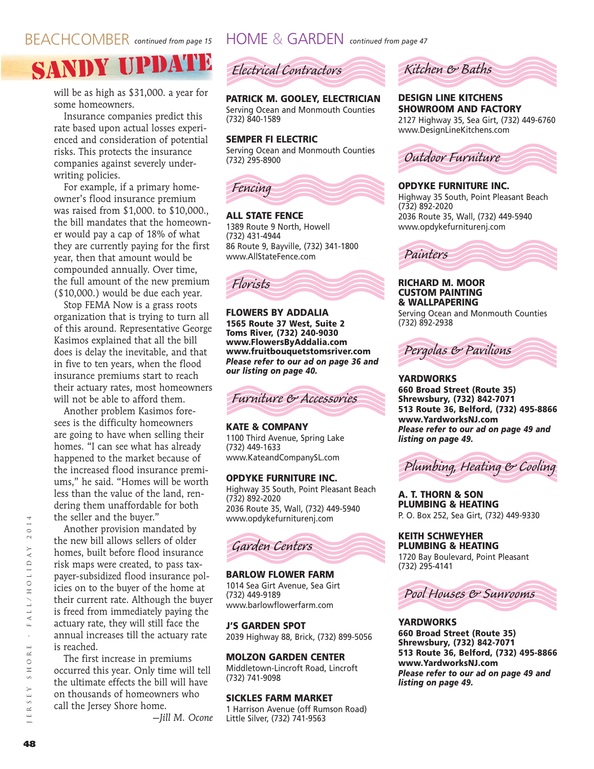# BEACHCOMBER *continued from page 15*

## SANDY UPDATE

will be as high as $31,000. a year for some homeowners.

Insurance companies predict this rate based upon actual losses experienced and consideration of potential risks. This protects the insurance companies against severely underwriting policies.

For example, if a primary homeowner's flood insurance premium was raised from $1,000. to $10,000., the bill mandates that the homeowner would pay a cap of 18% of what they are currently paying for the first year, then that amount would be compounded annually. Over time, the full amount of the new premium ($10,000.) would be due each year.

Stop FEMA Now is a grass roots organization that is trying to turn all of this around. Representative George Kasimos explained that all the bill does is delay the inevitable, and that in five to ten years, when the flood insurance premiums start to reach their actuary rates, most homeowners will not be able to afford them.

Another problem Kasimos foresees is the difficulty homeowners are going to have when selling their homes. "I can see what has already happened to the market because of the increased flood insurance premiums," he said. "Homes will be worth less than the value of the land, rendering them unaffordable for both the seller and the buyer."

Another provision mandated by the new bill allows sellers of older homes, built before flood insurance risk maps were created, to pass taxpayer-subsidized flood insurance policies on to the buyer of the home at their current rate. Although the buyer is freed from immediately paying the actuary rate, they will still face the annual increases till the actuary rate is reached.

The first increase in premiums occurred this year. Only time will tell the ultimate effects the bill will have on thousands of homeowners who call the Jersey Shore home.

*—Jill M. Ocone*

# HOME & GARDEN *continued from page 47*

## Electrical Contractors

**PATRICK M. GOOLEY, ELECTRICIAN**
Serving Ocean and Monmouth Counties
(732) 840-1589

**SEMPER FI ELECTRIC**
Serving Ocean and Monmouth Counties
(732) 295-8900

## Fencing

**ALL STATE FENCE**
1389 Route 9 North, Howell
(732) 431-4944
86 Route 9, Bayville, (732) 341-1800
www.AllStateFence.com

## Florists

**FLOWERS BY ADDALIA**
**1565 Route 37 West, Suite 2**
**Toms River, (732) 240-9030**
**www.FlowersByAddalia.com**
**www.fruitbouquetstomsriver.com**
***Please refer to our ad on page 36 and our listing on page 40.***

## Furniture & Accessories

**KATE & COMPANY**
1100 Third Avenue, Spring Lake
(732) 449-1633
www.KateandCompanySL.com

**OPDYKE FURNITURE INC.**
Highway 35 South, Point Pleasant Beach
(732) 892-2020
2036 Route 35, Wall, (732) 449-5940
www.opdykefurniturenj.com

## Garden Centers

**BARLOW FLOWER FARM**
1014 Sea Girt Avenue, Sea Girt
(732) 449-9189
www.barlowflowerfarm.com

**J'S GARDEN SPOT**
2039 Highway 88, Brick, (732) 899-5056

**MOLZON GARDEN CENTER**
Middletown-Lincroft Road, Lincroft
(732) 741-9098

**SICKLES FARM MARKET**
1 Harrison Avenue (off Rumson Road)
Little Silver, (732) 741-9563

## Kitchen & Baths

**DESIGN LINE KITCHENS SHOWROOM AND FACTORY**
2127 Highway 35, Sea Girt, (732) 449-6760
www.DesignLineKitchens.com

## Outdoor Furniture

**OPDYKE FURNITURE INC.**
Highway 35 South, Point Pleasant Beach
(732) 892-2020
2036 Route 35, Wall, (732) 449-5940
www.opdykefurniturenj.com

## Painters

**RICHARD M. MOOR CUSTOM PAINTING & WALLPAPERING**
Serving Ocean and Monmouth Counties
(732) 892-2938

## Pergolas & Pavilions

**YARDWORKS**
**660 Broad Street (Route 35)**
**Shrewsbury, (732) 842-7071**
**513 Route 36, Belford, (732) 495-8866**
**www.YardworksNJ.com**
***Please refer to our ad on page 49 and listing on page 49.***

## Plumbing, Heating & Cooling

**A. T. THORN & SON PLUMBING & HEATING**
P. O. Box 252, Sea Girt, (732) 449-9330

**KEITH SCHWEYHER PLUMBING & HEATING**
1720 Bay Boulevard, Point Pleasant
(732) 295-4141

## Pool Houses & Sunrooms

**YARDWORKS**
**660 Broad Street (Route 35)**
**Shrewsbury, (732) 842-7071**
**513 Route 36, Belford, (732) 495-8866**
**www.YardworksNJ.com**
***Please refer to our ad on page 49 and listing on page 49.***